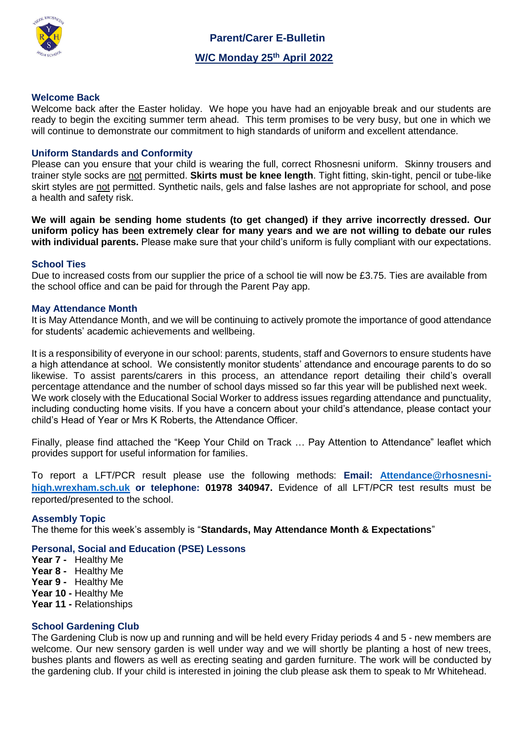# Parent/Carer E-Bulletin

## W/C Monday 25th April 2022

### Welcome Back

Welcome back after the Easter holiday. We hope you have had an enjoyable break and our students are ready to begin the exciting summer term ahead. This term promises to be very busy, but one in which we will continue to demonstrate our commitment to high standards of uniform and excellent attendance.

### Uniform Standards and Conformity

Please can you ensure that your child is wearing the full, correct Rhosnesni uniform. Skinny trousers and trainer style socks are not permitted. **Skirts must be knee length**. Tight fitting, skin-tight, pencil or tube-like skirt styles are not permitted. Synthetic nails, gels and false lashes are not appropriate for school, and pose a health and safety risk.

**We will again be sending home students (to get changed) if they arrive incorrectly dressed. Our uniform policy has been extremely clear for many years and we are not willing to debate our rules with individual parents.** Please make sure that your child's uniform is fully compliant with our expectations.

### School Ties

Due to increased costs from our supplier the price of a school tie will now be £3.75. Ties are available from the school office and can be paid for through the Parent Pay app.

### May Attendance Month

It is May Attendance Month, and we will be continuing to actively promote the importance of good attendance for students' academic achievements and wellbeing.

It is a responsibility of everyone in our school: parents, students, staff and Governors to ensure students have a high attendance at school. We consistently monitor students' attendance and encourage parents to do so likewise. To assist parents/carers in this process, an attendance report detailing their child's overall percentage attendance and the number of school days missed so far this year will be published next week. We work closely with the Educational Social Worker to address issues regarding attendance and punctuality, including conducting home visits. If you have a concern about your child's attendance, please contact your child's Head of Year or Mrs K Roberts, the Attendance Officer.

Finally, please find attached the "Keep Your Child on Track … Pay Attention to Attendance" leaflet which provides support for useful information for families.

To report a LFT/PCR result please use the following methods: **Email: Attendance@rhosnesni-high.wrexham.sch.uk or telephone: 01978 340947.** Evidence of all LFT/PCR test results must be reported/presented to the school.

### Assembly Topic

The theme for this week's assembly is "**Standards, May Attendance Month & Expectations**"

### Personal, Social and Education (PSE) Lessons

**Year 7 -** Healthy Me
**Year 8 -** Healthy Me
**Year 9 -** Healthy Me
**Year 10 -** Healthy Me
**Year 11 -** Relationships

### School Gardening Club

The Gardening Club is now up and running and will be held every Friday periods 4 and 5 - new members are welcome. Our new sensory garden is well under way and we will shortly be planting a host of new trees, bushes plants and flowers as well as erecting seating and garden furniture. The work will be conducted by the gardening club. If your child is interested in joining the club please ask them to speak to Mr Whitehead.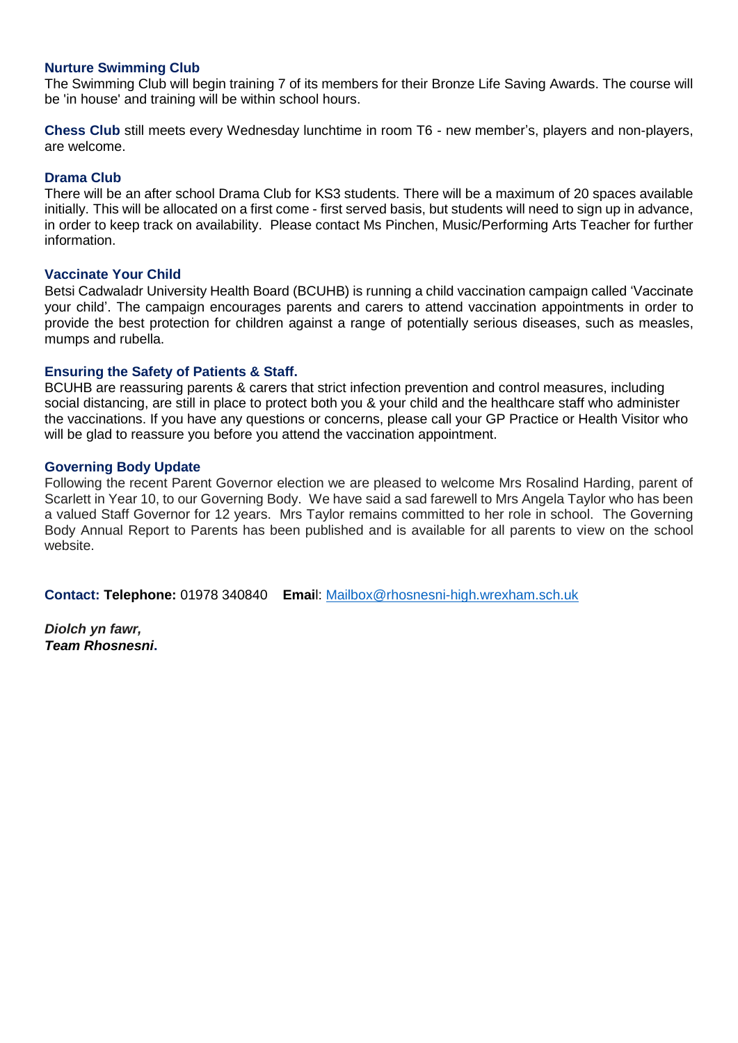### Nurture Swimming Club

The Swimming Club will begin training 7 of its members for their Bronze Life Saving Awards. The course will be 'in house' and training will be within school hours.

**Chess Club** still meets every Wednesday lunchtime in room T6 - new member's, players and non-players, are welcome.

### Drama Club

There will be an after school Drama Club for KS3 students. There will be a maximum of 20 spaces available initially. This will be allocated on a first come - first served basis, but students will need to sign up in advance, in order to keep track on availability. Please contact Ms Pinchen, Music/Performing Arts Teacher for further information.

### Vaccinate Your Child

Betsi Cadwaladr University Health Board (BCUHB) is running a child vaccination campaign called 'Vaccinate your child'. The campaign encourages parents and carers to attend vaccination appointments in order to provide the best protection for children against a range of potentially serious diseases, such as measles, mumps and rubella.

### Ensuring the Safety of Patients & Staff.

BCUHB are reassuring parents & carers that strict infection prevention and control measures, including social distancing, are still in place to protect both you & your child and the healthcare staff who administer the vaccinations. If you have any questions or concerns, please call your GP Practice or Health Visitor who will be glad to reassure you before you attend the vaccination appointment.

### Governing Body Update

Following the recent Parent Governor election we are pleased to welcome Mrs Rosalind Harding, parent of Scarlett in Year 10, to our Governing Body. We have said a sad farewell to Mrs Angela Taylor who has been a valued Staff Governor for 12 years. Mrs Taylor remains committed to her role in school. The Governing Body Annual Report to Parents has been published and is available for all parents to view on the school website.

**Contact: Telephone:** 01978 340840 **Email**: Mailbox@rhosnesni-high.wrexham.sch.uk

***Diolch yn fawr,***
***Team Rhosnesni*.**